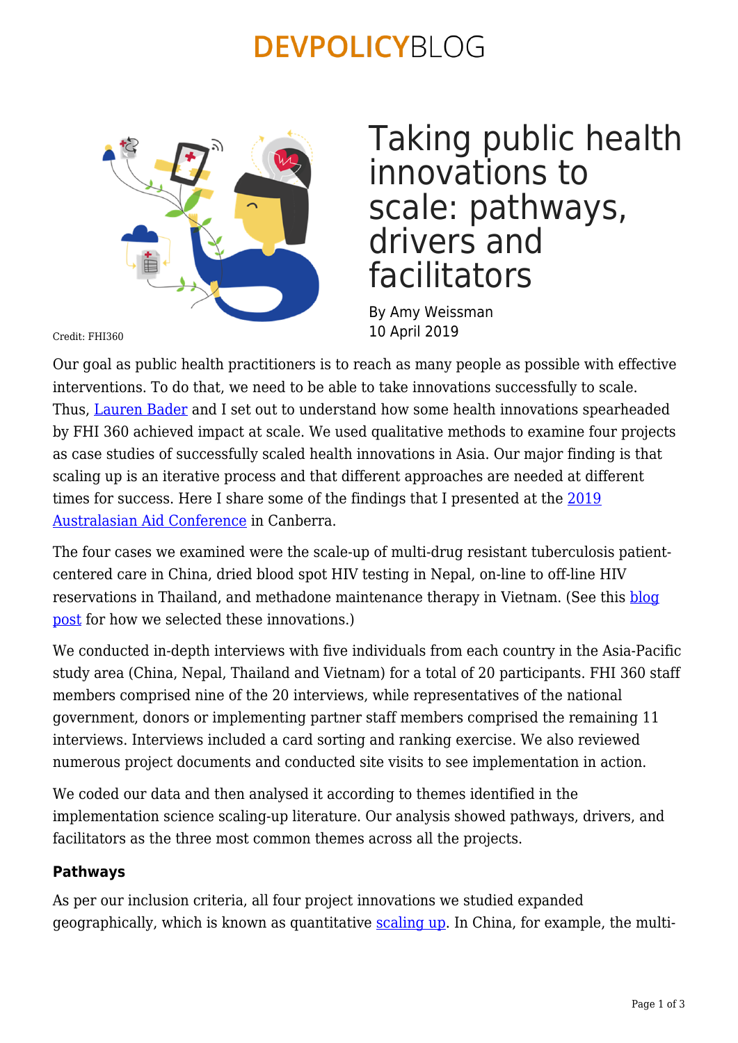# Taking public health innovations to scale: pathways, drivers and facilitators

By Amy Weissman
10 April 2019

Credit: FHI360

Our goal as public health practitioners is to reach as many people as possible with effective interventions. To do that, we need to be able to take innovations successfully to scale. Thus, Lauren Bader and I set out to understand how some health innovations spearheaded by FHI 360 achieved impact at scale. We used qualitative methods to examine four projects as case studies of successfully scaled health innovations in Asia. Our major finding is that scaling up is an iterative process and that different approaches are needed at different times for success. Here I share some of the findings that I presented at the 2019 Australasian Aid Conference in Canberra.

The four cases we examined were the scale-up of multi-drug resistant tuberculosis patient-centered care in China, dried blood spot HIV testing in Nepal, on-line to off-line HIV reservations in Thailand, and methadone maintenance therapy in Vietnam. (See this blog post for how we selected these innovations.)

We conducted in-depth interviews with five individuals from each country in the Asia-Pacific study area (China, Nepal, Thailand and Vietnam) for a total of 20 participants. FHI 360 staff members comprised nine of the 20 interviews, while representatives of the national government, donors or implementing partner staff members comprised the remaining 11 interviews. Interviews included a card sorting and ranking exercise. We also reviewed numerous project documents and conducted site visits to see implementation in action.

We coded our data and then analysed it according to themes identified in the implementation science scaling-up literature. Our analysis showed pathways, drivers, and facilitators as the three most common themes across all the projects.

### Pathways

As per our inclusion criteria, all four project innovations we studied expanded geographically, which is known as quantitative scaling up. In China, for example, the multi-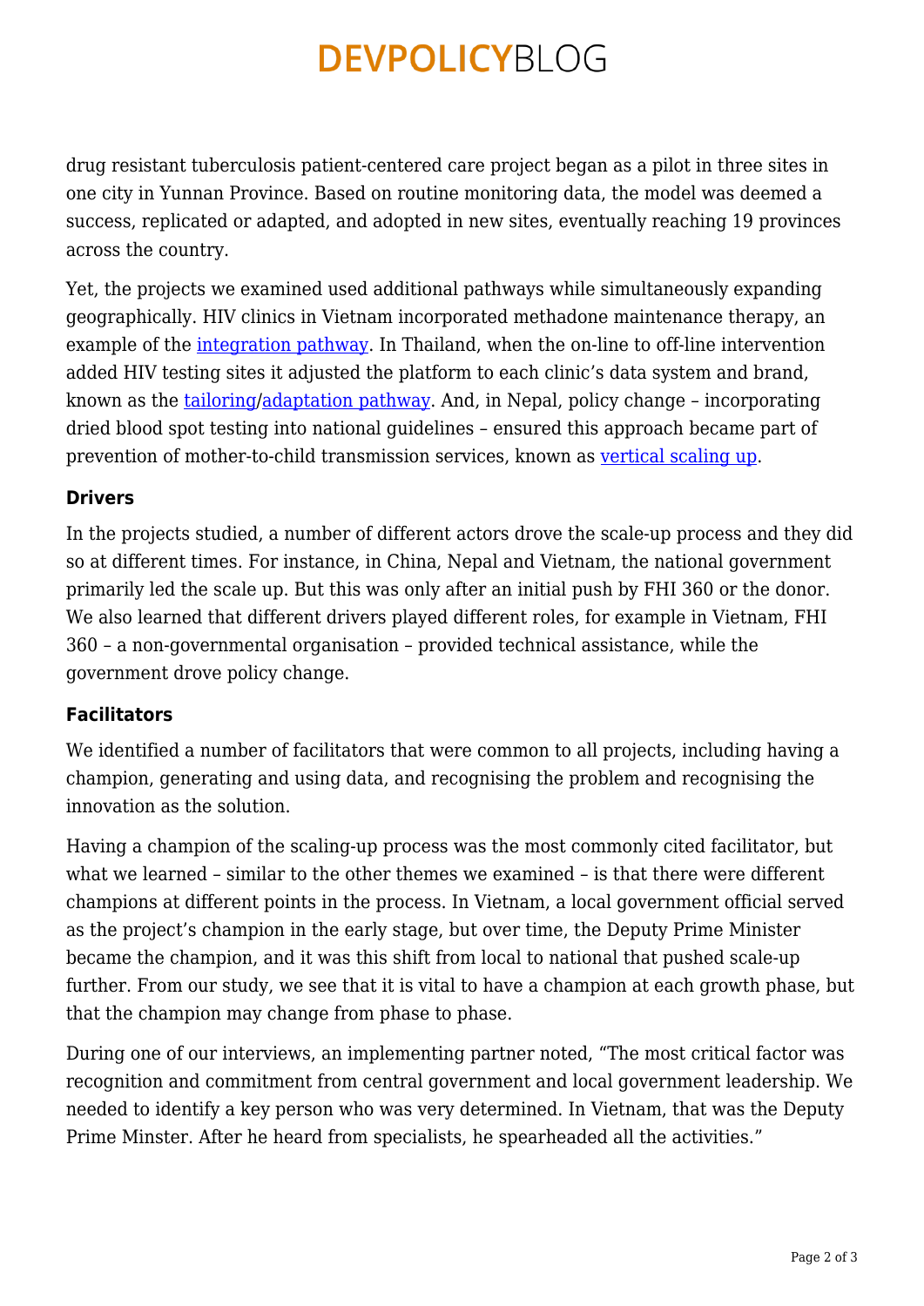drug resistant tuberculosis patient-centered care project began as a pilot in three sites in one city in Yunnan Province. Based on routine monitoring data, the model was deemed a success, replicated or adapted, and adopted in new sites, eventually reaching 19 provinces across the country.

Yet, the projects we examined used additional pathways while simultaneously expanding geographically. HIV clinics in Vietnam incorporated methadone maintenance therapy, an example of the integration pathway. In Thailand, when the on-line to off-line intervention added HIV testing sites it adjusted the platform to each clinic's data system and brand, known as the tailoring/adaptation pathway. And, in Nepal, policy change – incorporating dried blood spot testing into national guidelines – ensured this approach became part of prevention of mother-to-child transmission services, known as vertical scaling up.

### Drivers

In the projects studied, a number of different actors drove the scale-up process and they did so at different times. For instance, in China, Nepal and Vietnam, the national government primarily led the scale up. But this was only after an initial push by FHI 360 or the donor. We also learned that different drivers played different roles, for example in Vietnam, FHI 360 – a non-governmental organisation – provided technical assistance, while the government drove policy change.

### Facilitators

We identified a number of facilitators that were common to all projects, including having a champion, generating and using data, and recognising the problem and recognising the innovation as the solution.

Having a champion of the scaling-up process was the most commonly cited facilitator, but what we learned – similar to the other themes we examined – is that there were different champions at different points in the process. In Vietnam, a local government official served as the project's champion in the early stage, but over time, the Deputy Prime Minister became the champion, and it was this shift from local to national that pushed scale-up further. From our study, we see that it is vital to have a champion at each growth phase, but that the champion may change from phase to phase.

During one of our interviews, an implementing partner noted, "The most critical factor was recognition and commitment from central government and local government leadership. We needed to identify a key person who was very determined. In Vietnam, that was the Deputy Prime Minster. After he heard from specialists, he spearheaded all the activities."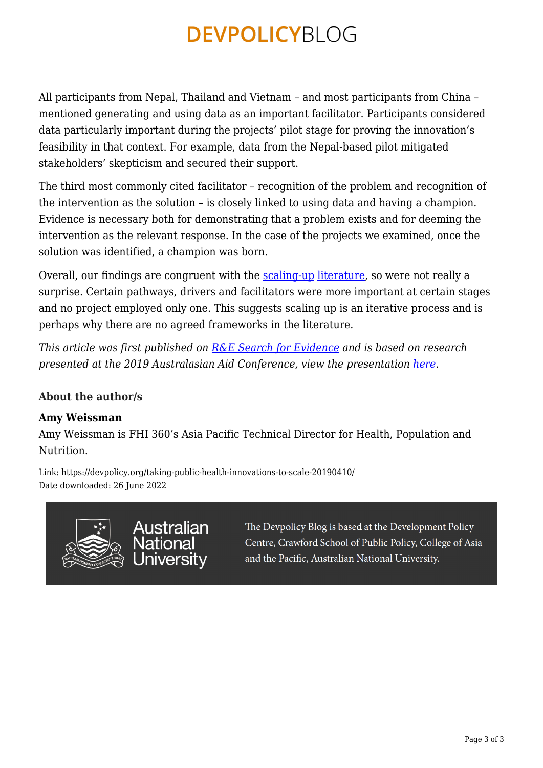All participants from Nepal, Thailand and Vietnam – and most participants from China – mentioned generating and using data as an important facilitator. Participants considered data particularly important during the projects' pilot stage for proving the innovation's feasibility in that context. For example, data from the Nepal-based pilot mitigated stakeholders' skepticism and secured their support.

The third most commonly cited facilitator – recognition of the problem and recognition of the intervention as the solution – is closely linked to using data and having a champion. Evidence is necessary both for demonstrating that a problem exists and for deeming the intervention as the relevant response. In the case of the projects we examined, once the solution was identified, a champion was born.

Overall, our findings are congruent with the scaling-up literature, so were not really a surprise. Certain pathways, drivers and facilitators were more important at certain stages and no project employed only one. This suggests scaling up is an iterative process and is perhaps why there are no agreed frameworks in the literature.

*This article was first published on R&E Search for Evidence and is based on research presented at the 2019 Australasian Aid Conference, view the presentation here.*

### About the author/s

**Amy Weissman**

Amy Weissman is FHI 360's Asia Pacific Technical Director for Health, Population and Nutrition.

Link: https://devpolicy.org/taking-public-health-innovations-to-scale-20190410/
Date downloaded: 26 June 2022

Australian National University

The Devpolicy Blog is based at the Development Policy Centre, Crawford School of Public Policy, College of Asia and the Pacific, Australian National University.